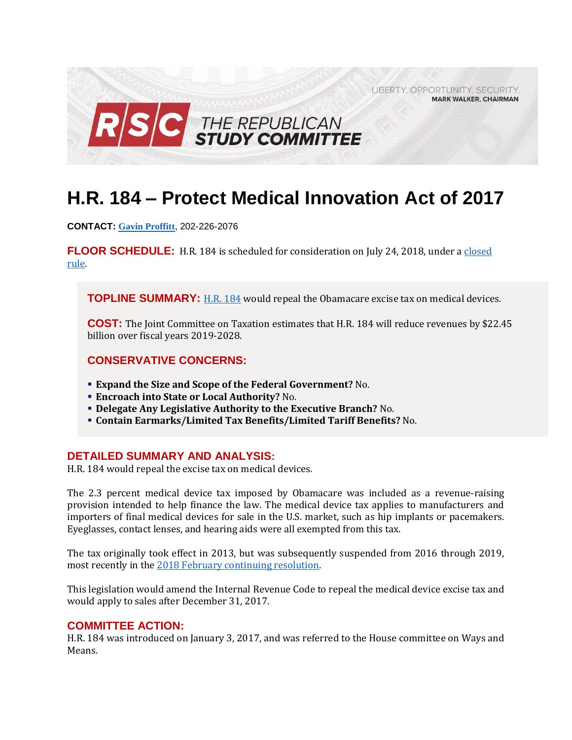LIBERTY. OPPORTUNITY. SECURITY.
**MARK WALKER, CHAIRMAN**

RSC THE REPUBLICAN STUDY COMMITTEE

# H.R. 184 – Protect Medical Innovation Act of 2017

**CONTACT:** **Gavin Proffitt**, 202-226-2076

**FLOOR SCHEDULE:** H.R. 184 is scheduled for consideration on July 24, 2018, under a closed rule.

**TOPLINE SUMMARY:** H.R. 184 would repeal the Obamacare excise tax on medical devices.

**COST:** The Joint Committee on Taxation estimates that H.R. 184 will reduce revenues by $22.45 billion over fiscal years 2019-2028.

## CONSERVATIVE CONCERNS:

- **Expand the Size and Scope of the Federal Government?** No.
- **Encroach into State or Local Authority?** No.
- **Delegate Any Legislative Authority to the Executive Branch?** No.
- **Contain Earmarks/Limited Tax Benefits/Limited Tariff Benefits?** No.

## DETAILED SUMMARY AND ANALYSIS:

H.R. 184 would repeal the excise tax on medical devices.

The 2.3 percent medical device tax imposed by Obamacare was included as a revenue-raising provision intended to help finance the law. The medical device tax applies to manufacturers and importers of final medical devices for sale in the U.S. market, such as hip implants or pacemakers. Eyeglasses, contact lenses, and hearing aids were all exempted from this tax.

The tax originally took effect in 2013, but was subsequently suspended from 2016 through 2019, most recently in the 2018 February continuing resolution.

This legislation would amend the Internal Revenue Code to repeal the medical device excise tax and would apply to sales after December 31, 2017.

## COMMITTEE ACTION:

H.R. 184 was introduced on January 3, 2017, and was referred to the House committee on Ways and Means.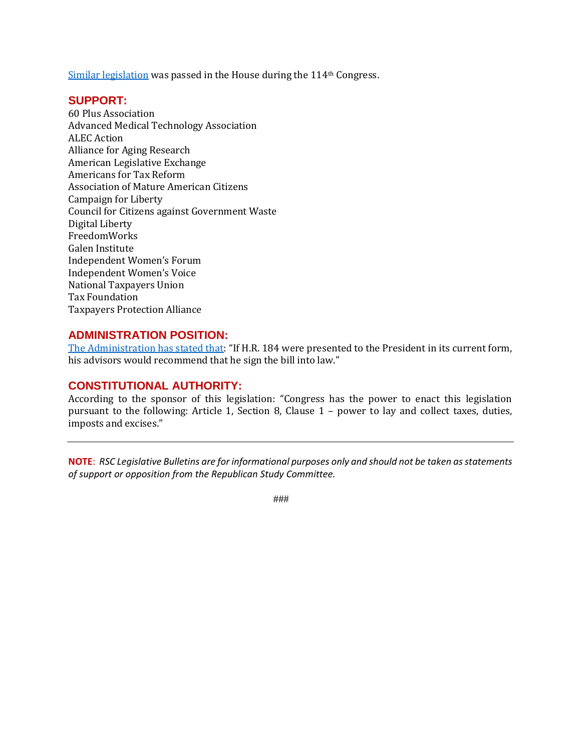Similar legislation was passed in the House during the 114th Congress.

## SUPPORT:

60 Plus Association
Advanced Medical Technology Association
ALEC Action
Alliance for Aging Research
American Legislative Exchange
Americans for Tax Reform
Association of Mature American Citizens
Campaign for Liberty
Council for Citizens against Government Waste
Digital Liberty
FreedomWorks
Galen Institute
Independent Women's Forum
Independent Women's Voice
National Taxpayers Union
Tax Foundation
Taxpayers Protection Alliance

## ADMINISTRATION POSITION:

The Administration has stated that: "If H.R. 184 were presented to the President in its current form, his advisors would recommend that he sign the bill into law."

## CONSTITUTIONAL AUTHORITY:

According to the sponsor of this legislation: "Congress has the power to enact this legislation pursuant to the following: Article 1, Section 8, Clause 1 – power to lay and collect taxes, duties, imposts and excises."

---

**NOTE**: *RSC Legislative Bulletins are for informational purposes only and should not be taken as statements of support or opposition from the Republican Study Committee.*

###